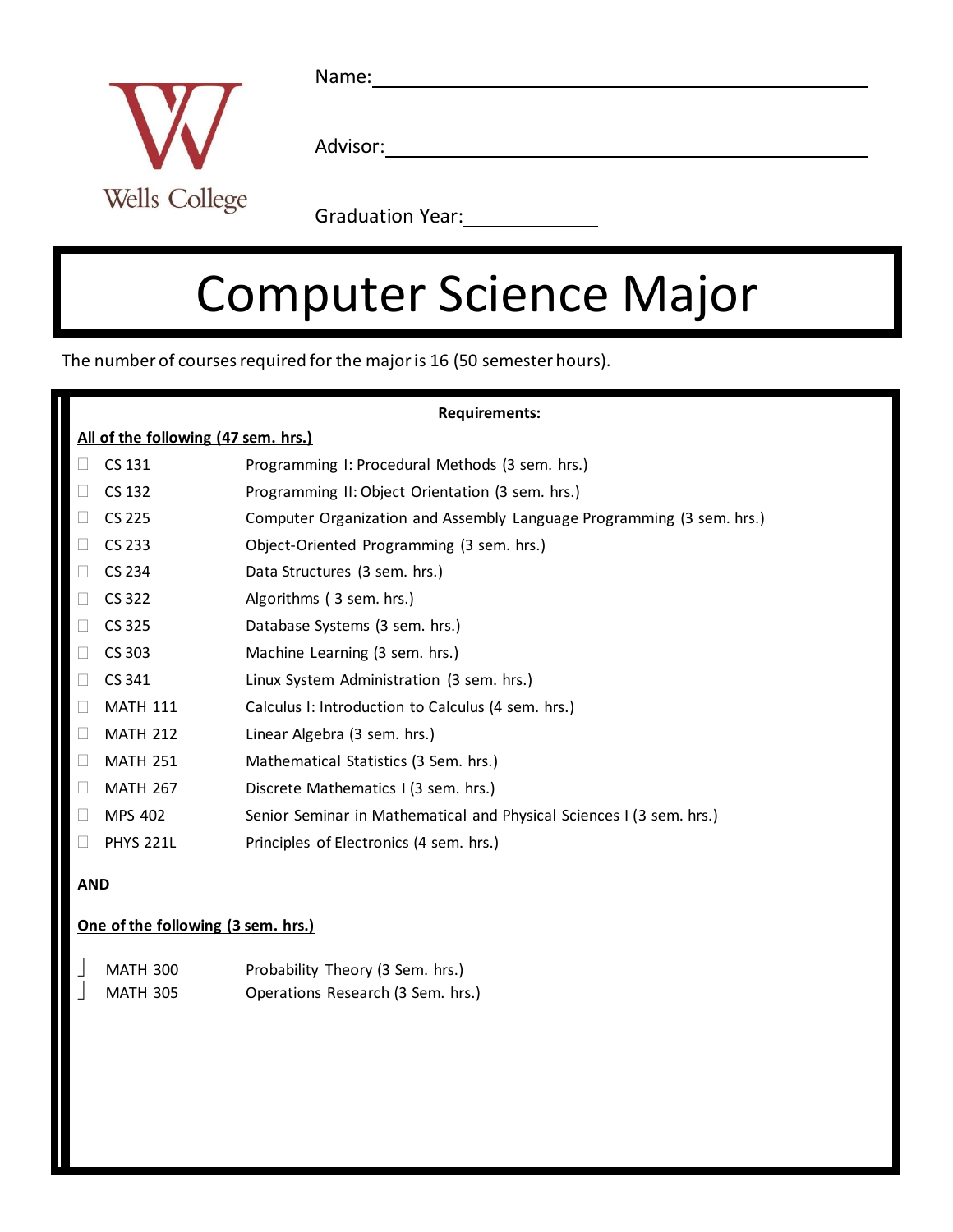Wells College

Name: ______________________________

Advisor: ______________________________

Graduation Year: ____________

# Computer Science Major

The number of courses required for the major is 16 (50 semester hours).

**Requirements:**

**All of the following (47 sem. hrs.)**

- ☐ CS 131 — Programming I: Procedural Methods (3 sem. hrs.)
- ☐ CS 132 — Programming II: Object Orientation (3 sem. hrs.)
- ☐ CS 225 — Computer Organization and Assembly Language Programming (3 sem. hrs.)
- ☐ CS 233 — Object-Oriented Programming (3 sem. hrs.)
- ☐ CS 234 — Data Structures (3 sem. hrs.)
- ☐ CS 322 — Algorithms ( 3 sem. hrs.)
- ☐ CS 325 — Database Systems (3 sem. hrs.)
- ☐ CS 303 — Machine Learning (3 sem. hrs.)
- ☐ CS 341 — Linux System Administration (3 sem. hrs.)
- ☐ MATH 111 — Calculus I: Introduction to Calculus (4 sem. hrs.)
- ☐ MATH 212 — Linear Algebra (3 sem. hrs.)
- ☐ MATH 251 — Mathematical Statistics (3 Sem. hrs.)
- ☐ MATH 267 — Discrete Mathematics I (3 sem. hrs.)
- ☐ MPS 402 — Senior Seminar in Mathematical and Physical Sciences I (3 sem. hrs.)
- ☐ PHYS 221L — Principles of Electronics (4 sem. hrs.)

**AND**

**One of the following (3 sem. hrs.)**

- ☐ MATH 300 — Probability Theory (3 Sem. hrs.)
- ☐ MATH 305 — Operations Research (3 Sem. hrs.)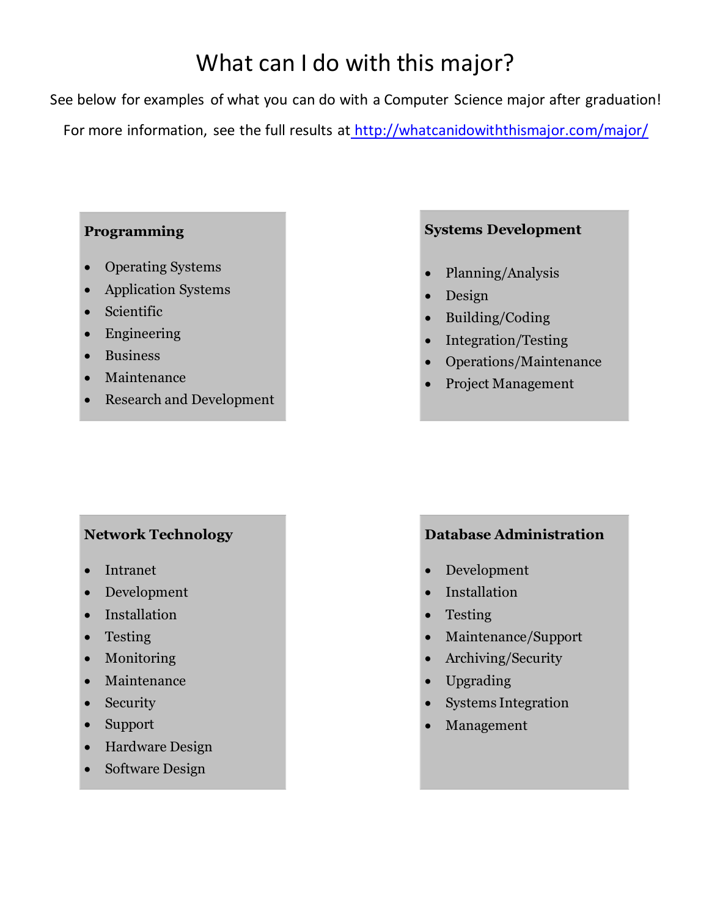# What can I do with this major?

See below for examples of what you can do with a Computer Science major after graduation!

For more information, see the full results at [http://whatcanidowiththismajor.com/major/](http://whatcanidowiththismajor.com/major/)

### Programming

- Operating Systems
- Application Systems
- Scientific
- Engineering
- Business
- Maintenance
- Research and Development

### Systems Development

- Planning/Analysis
- Design
- Building/Coding
- Integration/Testing
- Operations/Maintenance
- Project Management

### Network Technology

- Intranet
- Development
- Installation
- Testing
- Monitoring
- Maintenance
- Security
- Support
- Hardware Design
- Software Design

### Database Administration

- Development
- Installation
- Testing
- Maintenance/Support
- Archiving/Security
- Upgrading
- Systems Integration
- Management